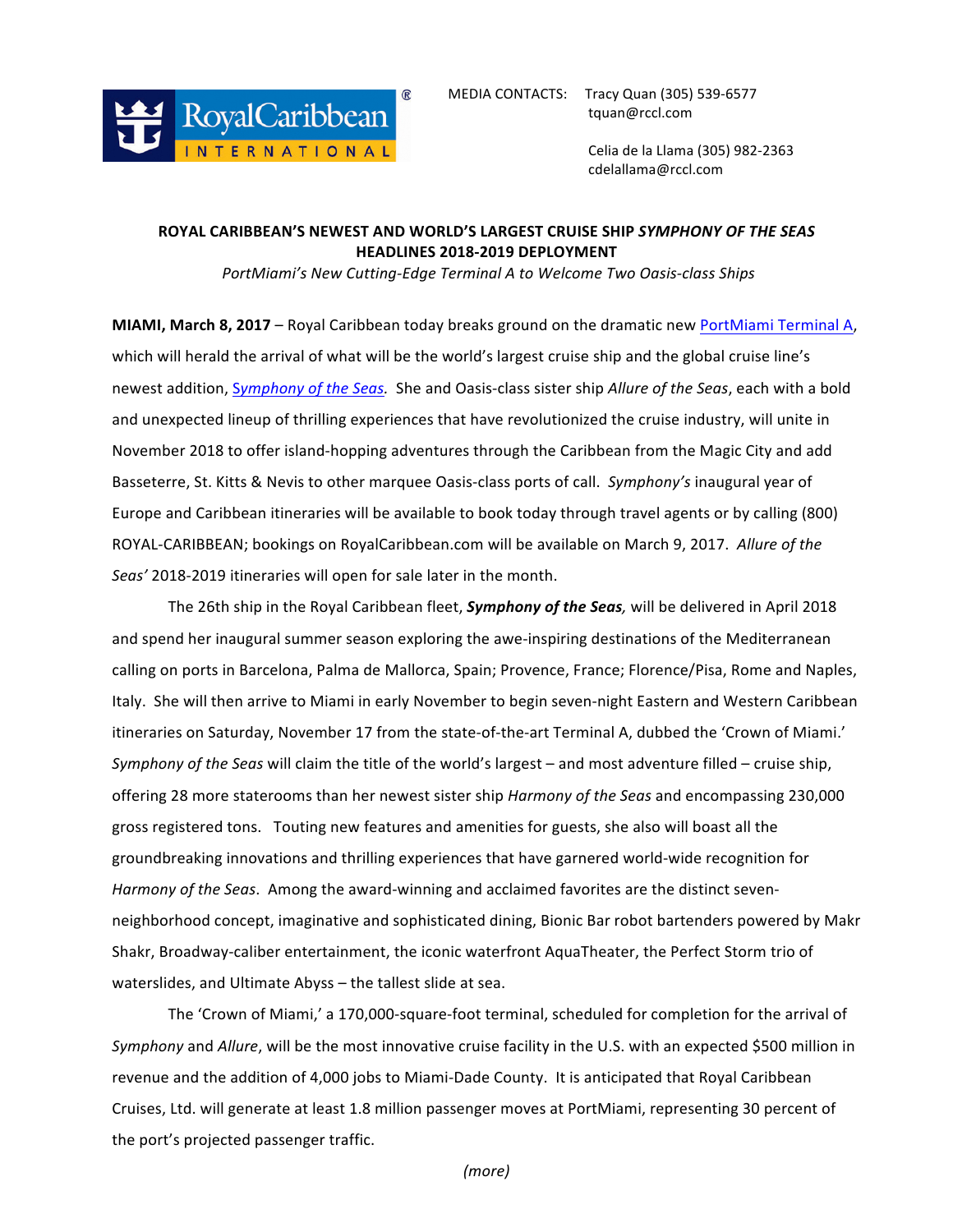MEDIA CONTACTS: Tracy Quan (305) 539-6577
tquan@rccl.com

Celia de la Llama (305) 982-2363
cdelallama@rccl.com

**ROYAL CARIBBEAN'S NEWEST AND WORLD'S LARGEST CRUISE SHIP *SYMPHONY OF THE SEAS* HEADLINES 2018-2019 DEPLOYMENT**

*PortMiami's New Cutting-Edge Terminal A to Welcome Two Oasis-class Ships*

**MIAMI, March 8, 2017** – Royal Caribbean today breaks ground on the dramatic new PortMiami Terminal A, which will herald the arrival of what will be the world's largest cruise ship and the global cruise line's newest addition, *Symphony of the Seas*. She and Oasis-class sister ship *Allure of the Seas*, each with a bold and unexpected lineup of thrilling experiences that have revolutionized the cruise industry, will unite in November 2018 to offer island-hopping adventures through the Caribbean from the Magic City and add Basseterre, St. Kitts & Nevis to other marquee Oasis-class ports of call. *Symphony's* inaugural year of Europe and Caribbean itineraries will be available to book today through travel agents or by calling (800) ROYAL-CARIBBEAN; bookings on RoyalCaribbean.com will be available on March 9, 2017. *Allure of the Seas'* 2018-2019 itineraries will open for sale later in the month.

The 26th ship in the Royal Caribbean fleet, ***Symphony of the Seas,*** will be delivered in April 2018 and spend her inaugural summer season exploring the awe-inspiring destinations of the Mediterranean calling on ports in Barcelona, Palma de Mallorca, Spain; Provence, France; Florence/Pisa, Rome and Naples, Italy. She will then arrive to Miami in early November to begin seven-night Eastern and Western Caribbean itineraries on Saturday, November 17 from the state-of-the-art Terminal A, dubbed the 'Crown of Miami.' *Symphony of the Seas* will claim the title of the world's largest – and most adventure filled – cruise ship, offering 28 more staterooms than her newest sister ship *Harmony of the Seas* and encompassing 230,000 gross registered tons. Touting new features and amenities for guests, she also will boast all the groundbreaking innovations and thrilling experiences that have garnered world-wide recognition for *Harmony of the Seas*. Among the award-winning and acclaimed favorites are the distinct seven-neighborhood concept, imaginative and sophisticated dining, Bionic Bar robot bartenders powered by Makr Shakr, Broadway-caliber entertainment, the iconic waterfront AquaTheater, the Perfect Storm trio of waterslides, and Ultimate Abyss – the tallest slide at sea.

The 'Crown of Miami,' a 170,000-square-foot terminal, scheduled for completion for the arrival of *Symphony* and *Allure*, will be the most innovative cruise facility in the U.S. with an expected $500 million in revenue and the addition of 4,000 jobs to Miami-Dade County. It is anticipated that Royal Caribbean Cruises, Ltd. will generate at least 1.8 million passenger moves at PortMiami, representing 30 percent of the port's projected passenger traffic.

*(more)*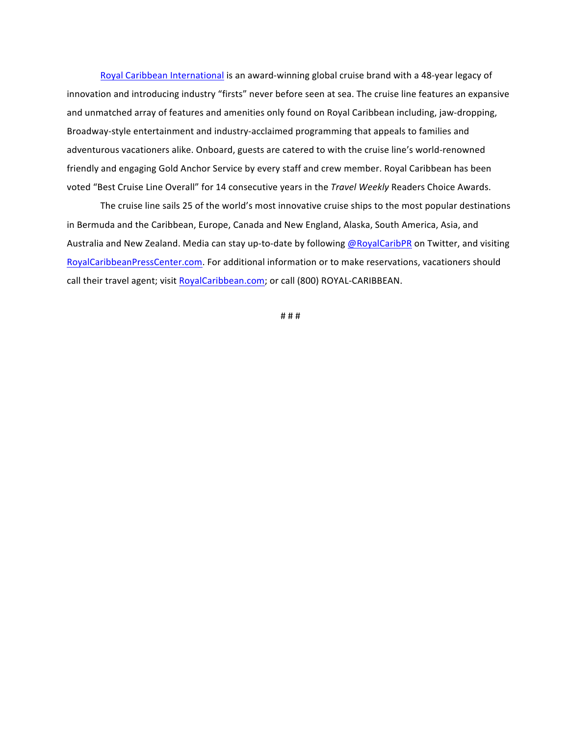Royal Caribbean International is an award-winning global cruise brand with a 48-year legacy of innovation and introducing industry "firsts" never before seen at sea. The cruise line features an expansive and unmatched array of features and amenities only found on Royal Caribbean including, jaw-dropping, Broadway-style entertainment and industry-acclaimed programming that appeals to families and adventurous vacationers alike. Onboard, guests are catered to with the cruise line's world-renowned friendly and engaging Gold Anchor Service by every staff and crew member. Royal Caribbean has been voted "Best Cruise Line Overall" for 14 consecutive years in the *Travel Weekly* Readers Choice Awards.

The cruise line sails 25 of the world's most innovative cruise ships to the most popular destinations in Bermuda and the Caribbean, Europe, Canada and New England, Alaska, South America, Asia, and Australia and New Zealand. Media can stay up-to-date by following @RoyalCaribPR on Twitter, and visiting RoyalCaribbeanPressCenter.com. For additional information or to make reservations, vacationers should call their travel agent; visit RoyalCaribbean.com; or call (800) ROYAL-CARIBBEAN.

# # #